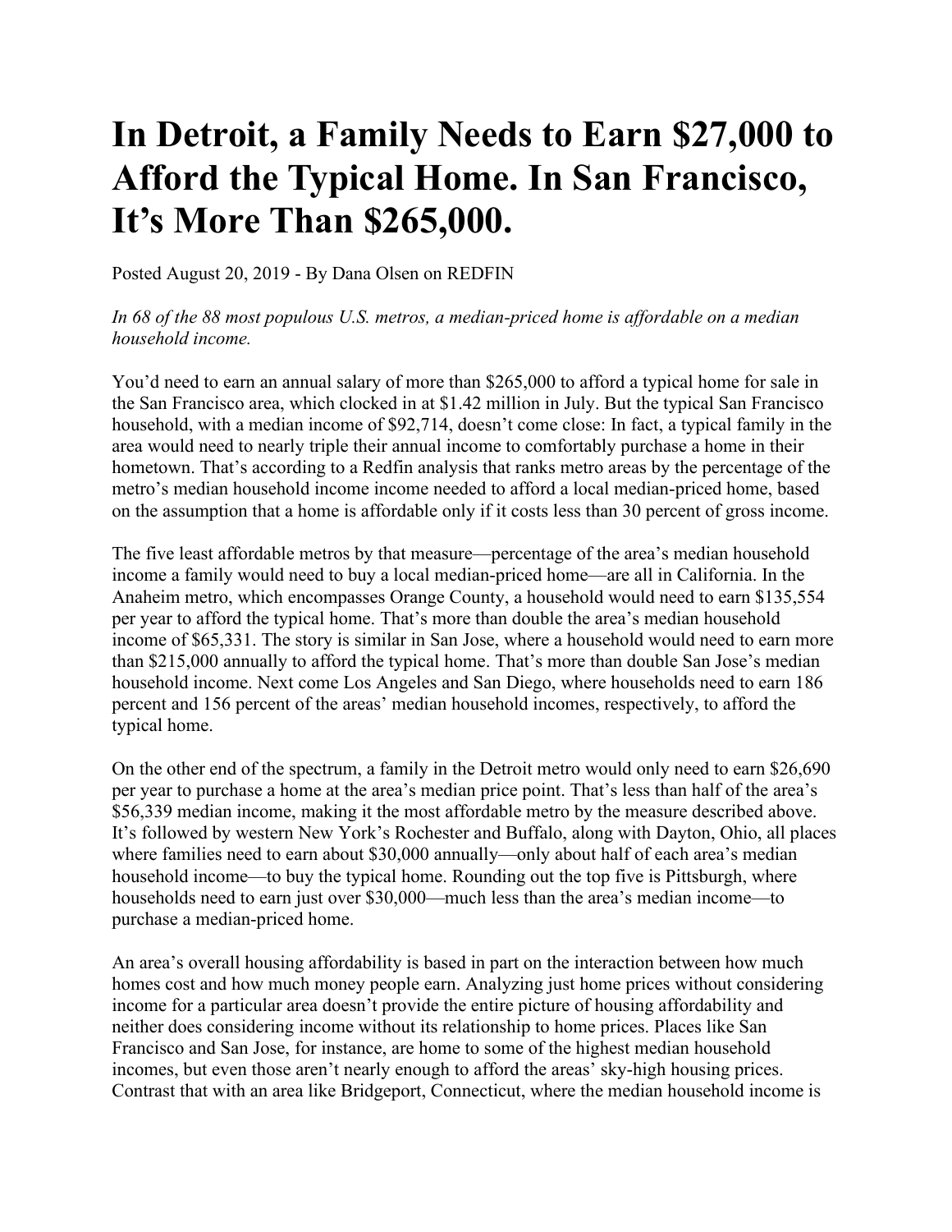# In Detroit, a Family Needs to Earn $27,000 to Afford the Typical Home. In San Francisco, It's More Than $265,000.

Posted August 20, 2019 - By Dana Olsen on REDFIN

*In 68 of the 88 most populous U.S. metros, a median-priced home is affordable on a median household income.*

You'd need to earn an annual salary of more than $265,000 to afford a typical home for sale in the San Francisco area, which clocked in at $1.42 million in July. But the typical San Francisco household, with a median income of $92,714, doesn't come close: In fact, a typical family in the area would need to nearly triple their annual income to comfortably purchase a home in their hometown. That's according to a Redfin analysis that ranks metro areas by the percentage of the metro's median household income income needed to afford a local median-priced home, based on the assumption that a home is affordable only if it costs less than 30 percent of gross income.

The five least affordable metros by that measure—percentage of the area's median household income a family would need to buy a local median-priced home—are all in California. In the Anaheim metro, which encompasses Orange County, a household would need to earn $135,554 per year to afford the typical home. That's more than double the area's median household income of $65,331. The story is similar in San Jose, where a household would need to earn more than $215,000 annually to afford the typical home. That's more than double San Jose's median household income. Next come Los Angeles and San Diego, where households need to earn 186 percent and 156 percent of the areas' median household incomes, respectively, to afford the typical home.

On the other end of the spectrum, a family in the Detroit metro would only need to earn $26,690 per year to purchase a home at the area's median price point. That's less than half of the area's $56,339 median income, making it the most affordable metro by the measure described above. It's followed by western New York's Rochester and Buffalo, along with Dayton, Ohio, all places where families need to earn about $30,000 annually—only about half of each area's median household income—to buy the typical home. Rounding out the top five is Pittsburgh, where households need to earn just over $30,000—much less than the area's median income—to purchase a median-priced home.

An area's overall housing affordability is based in part on the interaction between how much homes cost and how much money people earn. Analyzing just home prices without considering income for a particular area doesn't provide the entire picture of housing affordability and neither does considering income without its relationship to home prices. Places like San Francisco and San Jose, for instance, are home to some of the highest median household incomes, but even those aren't nearly enough to afford the areas' sky-high housing prices. Contrast that with an area like Bridgeport, Connecticut, where the median household income is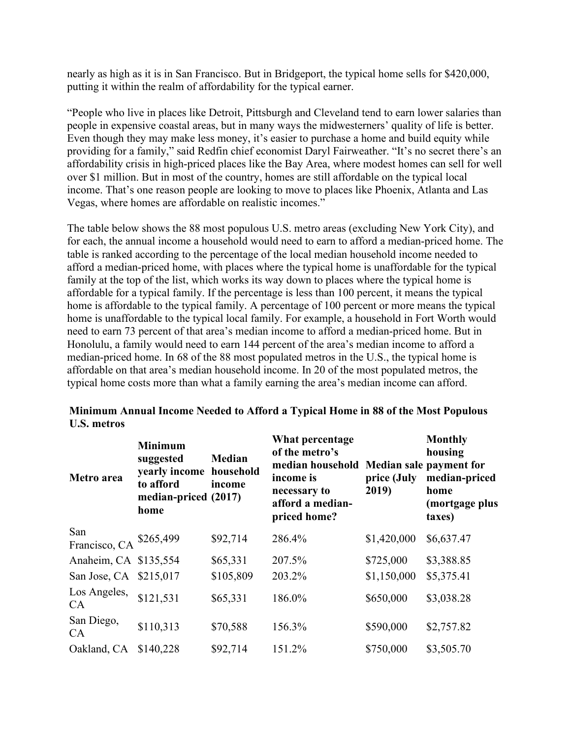nearly as high as it is in San Francisco. But in Bridgeport, the typical home sells for $420,000, putting it within the realm of affordability for the typical earner.

"People who live in places like Detroit, Pittsburgh and Cleveland tend to earn lower salaries than people in expensive coastal areas, but in many ways the midwesterners' quality of life is better. Even though they may make less money, it's easier to purchase a home and build equity while providing for a family," said Redfin chief economist Daryl Fairweather. "It's no secret there's an affordability crisis in high-priced places like the Bay Area, where modest homes can sell for well over $1 million. But in most of the country, homes are still affordable on the typical local income. That's one reason people are looking to move to places like Phoenix, Atlanta and Las Vegas, where homes are affordable on realistic incomes."

The table below shows the 88 most populous U.S. metro areas (excluding New York City), and for each, the annual income a household would need to earn to afford a median-priced home. The table is ranked according to the percentage of the local median household income needed to afford a median-priced home, with places where the typical home is unaffordable for the typical family at the top of the list, which works its way down to places where the typical home is affordable for a typical family. If the percentage is less than 100 percent, it means the typical home is affordable to the typical family. A percentage of 100 percent or more means the typical home is unaffordable to the typical local family. For example, a household in Fort Worth would need to earn 73 percent of that area's median income to afford a median-priced home. But in Honolulu, a family would need to earn 144 percent of the area's median income to afford a median-priced home. In 68 of the 88 most populated metros in the U.S., the typical home is affordable on that area's median household income. In 20 of the most populated metros, the typical home costs more than what a family earning the area's median income can afford.

**Minimum Annual Income Needed to Afford a Typical Home in 88 of the Most Populous U.S. metros**

| Metro area | Minimum suggested yearly income to afford median-priced home | Median household income (2017) | What percentage of the metro's median household income is necessary to afford a median-priced home? | Median sale price (July 2019) | Monthly housing payment for median-priced home (mortgage plus taxes) |
|---|---|---|---|---|---|
| San Francisco, CA | $265,499 | $92,714 | 286.4% | $1,420,000 | $6,637.47 |
| Anaheim, CA | $135,554 | $65,331 | 207.5% | $725,000 | $3,388.85 |
| San Jose, CA | $215,017 | $105,809 | 203.2% | $1,150,000 | $5,375.41 |
| Los Angeles, CA | $121,531 | $65,331 | 186.0% | $650,000 | $3,038.28 |
| San Diego, CA | $110,313 | $70,588 | 156.3% | $590,000 | $2,757.82 |
| Oakland, CA | $140,228 | $92,714 | 151.2% | $750,000 | $3,505.70 |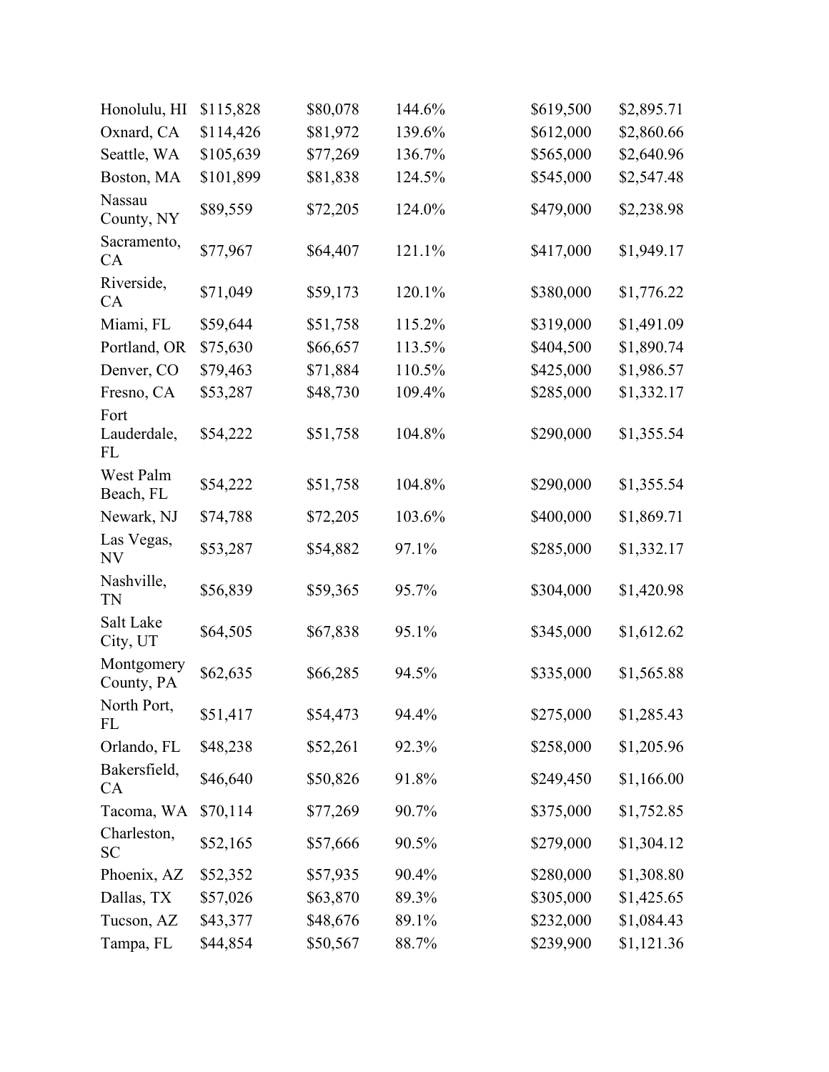| | | | | | |
|---|---|---|---|---|---|
| Honolulu, HI | $115,828 | $80,078 | 144.6% | $619,500 | $2,895.71 |
| Oxnard, CA | $114,426 | $81,972 | 139.6% | $612,000 | $2,860.66 |
| Seattle, WA | $105,639 | $77,269 | 136.7% | $565,000 | $2,640.96 |
| Boston, MA | $101,899 | $81,838 | 124.5% | $545,000 | $2,547.48 |
| Nassau County, NY | $89,559 | $72,205 | 124.0% | $479,000 | $2,238.98 |
| Sacramento, CA | $77,967 | $64,407 | 121.1% | $417,000 | $1,949.17 |
| Riverside, CA | $71,049 | $59,173 | 120.1% | $380,000 | $1,776.22 |
| Miami, FL | $59,644 | $51,758 | 115.2% | $319,000 | $1,491.09 |
| Portland, OR | $75,630 | $66,657 | 113.5% | $404,500 | $1,890.74 |
| Denver, CO | $79,463 | $71,884 | 110.5% | $425,000 | $1,986.57 |
| Fresno, CA | $53,287 | $48,730 | 109.4% | $285,000 | $1,332.17 |
| Fort Lauderdale, FL | $54,222 | $51,758 | 104.8% | $290,000 | $1,355.54 |
| West Palm Beach, FL | $54,222 | $51,758 | 104.8% | $290,000 | $1,355.54 |
| Newark, NJ | $74,788 | $72,205 | 103.6% | $400,000 | $1,869.71 |
| Las Vegas, NV | $53,287 | $54,882 | 97.1% | $285,000 | $1,332.17 |
| Nashville, TN | $56,839 | $59,365 | 95.7% | $304,000 | $1,420.98 |
| Salt Lake City, UT | $64,505 | $67,838 | 95.1% | $345,000 | $1,612.62 |
| Montgomery County, PA | $62,635 | $66,285 | 94.5% | $335,000 | $1,565.88 |
| North Port, FL | $51,417 | $54,473 | 94.4% | $275,000 | $1,285.43 |
| Orlando, FL | $48,238 | $52,261 | 92.3% | $258,000 | $1,205.96 |
| Bakersfield, CA | $46,640 | $50,826 | 91.8% | $249,450 | $1,166.00 |
| Tacoma, WA | $70,114 | $77,269 | 90.7% | $375,000 | $1,752.85 |
| Charleston, SC | $52,165 | $57,666 | 90.5% | $279,000 | $1,304.12 |
| Phoenix, AZ | $52,352 | $57,935 | 90.4% | $280,000 | $1,308.80 |
| Dallas, TX | $57,026 | $63,870 | 89.3% | $305,000 | $1,425.65 |
| Tucson, AZ | $43,377 | $48,676 | 89.1% | $232,000 | $1,084.43 |
| Tampa, FL | $44,854 | $50,567 | 88.7% | $239,900 | $1,121.36 |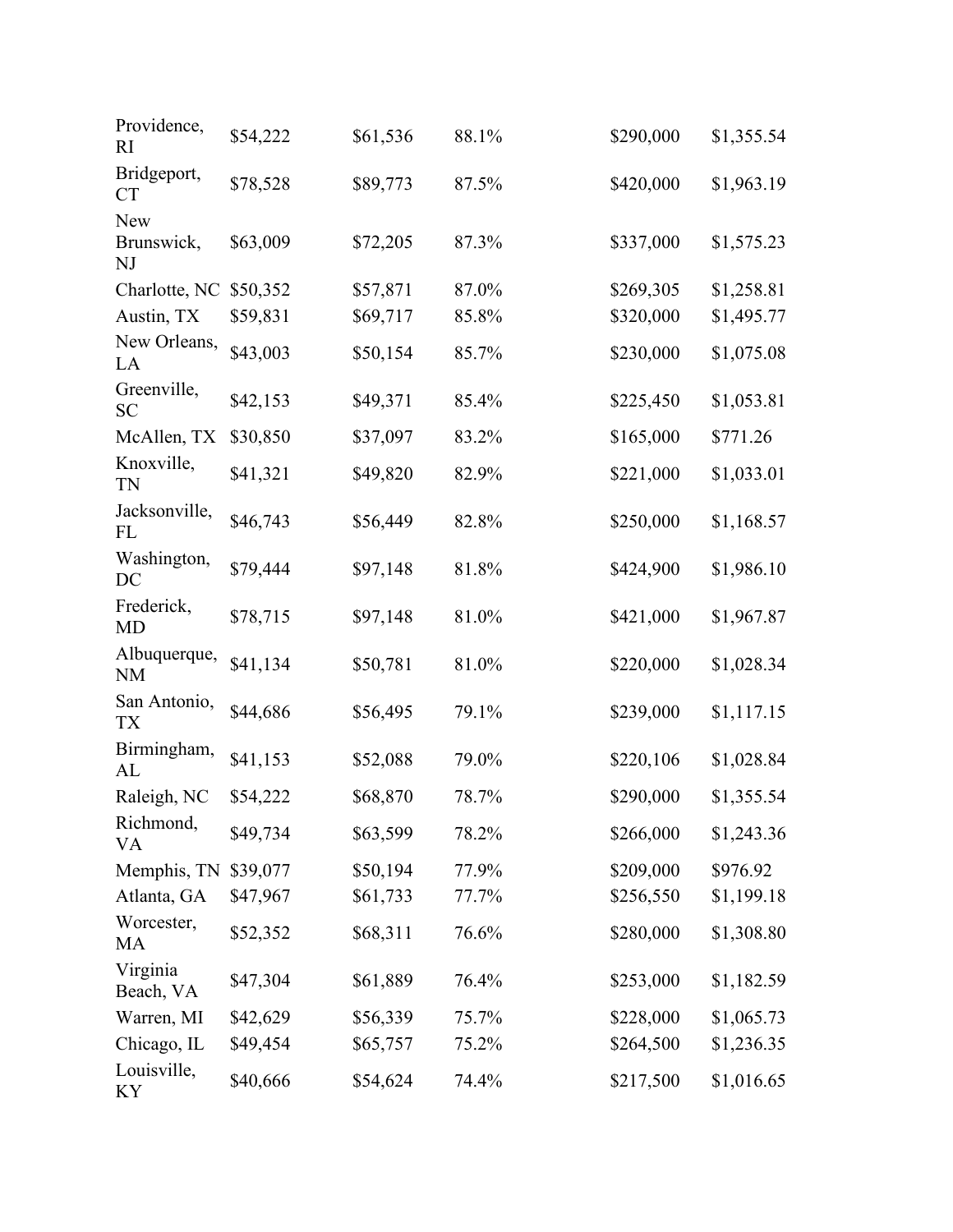| | | | | | |
|---|---|---|---|---|---|
| Providence, RI | $54,222 | $61,536 | 88.1% | $290,000 | $1,355.54 |
| Bridgeport, CT | $78,528 | $89,773 | 87.5% | $420,000 | $1,963.19 |
| New Brunswick, NJ | $63,009 | $72,205 | 87.3% | $337,000 | $1,575.23 |
| Charlotte, NC | $50,352 | $57,871 | 87.0% | $269,305 | $1,258.81 |
| Austin, TX | $59,831 | $69,717 | 85.8% | $320,000 | $1,495.77 |
| New Orleans, LA | $43,003 | $50,154 | 85.7% | $230,000 | $1,075.08 |
| Greenville, SC | $42,153 | $49,371 | 85.4% | $225,450 | $1,053.81 |
| McAllen, TX | $30,850 | $37,097 | 83.2% | $165,000 | $771.26 |
| Knoxville, TN | $41,321 | $49,820 | 82.9% | $221,000 | $1,033.01 |
| Jacksonville, FL | $46,743 | $56,449 | 82.8% | $250,000 | $1,168.57 |
| Washington, DC | $79,444 | $97,148 | 81.8% | $424,900 | $1,986.10 |
| Frederick, MD | $78,715 | $97,148 | 81.0% | $421,000 | $1,967.87 |
| Albuquerque, NM | $41,134 | $50,781 | 81.0% | $220,000 | $1,028.34 |
| San Antonio, TX | $44,686 | $56,495 | 79.1% | $239,000 | $1,117.15 |
| Birmingham, AL | $41,153 | $52,088 | 79.0% | $220,106 | $1,028.84 |
| Raleigh, NC | $54,222 | $68,870 | 78.7% | $290,000 | $1,355.54 |
| Richmond, VA | $49,734 | $63,599 | 78.2% | $266,000 | $1,243.36 |
| Memphis, TN | $39,077 | $50,194 | 77.9% | $209,000 | $976.92 |
| Atlanta, GA | $47,967 | $61,733 | 77.7% | $256,550 | $1,199.18 |
| Worcester, MA | $52,352 | $68,311 | 76.6% | $280,000 | $1,308.80 |
| Virginia Beach, VA | $47,304 | $61,889 | 76.4% | $253,000 | $1,182.59 |
| Warren, MI | $42,629 | $56,339 | 75.7% | $228,000 | $1,065.73 |
| Chicago, IL | $49,454 | $65,757 | 75.2% | $264,500 | $1,236.35 |
| Louisville, KY | $40,666 | $54,624 | 74.4% | $217,500 | $1,016.65 |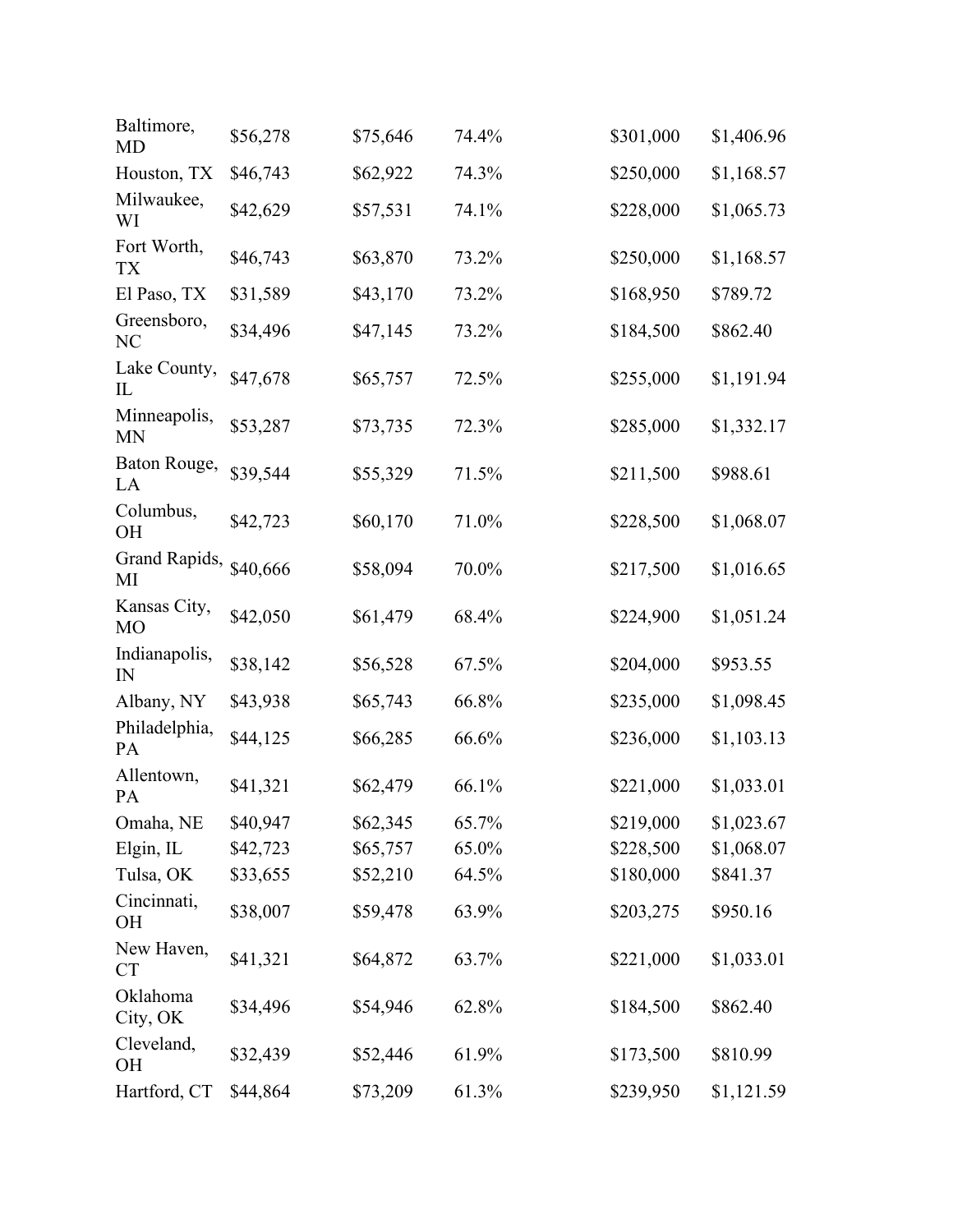| | | | | | |
|---|---|---|---|---|---|
| Baltimore, MD | $56,278 | $75,646 | 74.4% | $301,000 | $1,406.96 |
| Houston, TX | $46,743 | $62,922 | 74.3% | $250,000 | $1,168.57 |
| Milwaukee, WI | $42,629 | $57,531 | 74.1% | $228,000 | $1,065.73 |
| Fort Worth, TX | $46,743 | $63,870 | 73.2% | $250,000 | $1,168.57 |
| El Paso, TX | $31,589 | $43,170 | 73.2% | $168,950 | $789.72 |
| Greensboro, NC | $34,496 | $47,145 | 73.2% | $184,500 | $862.40 |
| Lake County, IL | $47,678 | $65,757 | 72.5% | $255,000 | $1,191.94 |
| Minneapolis, MN | $53,287 | $73,735 | 72.3% | $285,000 | $1,332.17 |
| Baton Rouge, LA | $39,544 | $55,329 | 71.5% | $211,500 | $988.61 |
| Columbus, OH | $42,723 | $60,170 | 71.0% | $228,500 | $1,068.07 |
| Grand Rapids, MI | $40,666 | $58,094 | 70.0% | $217,500 | $1,016.65 |
| Kansas City, MO | $42,050 | $61,479 | 68.4% | $224,900 | $1,051.24 |
| Indianapolis, IN | $38,142 | $56,528 | 67.5% | $204,000 | $953.55 |
| Albany, NY | $43,938 | $65,743 | 66.8% | $235,000 | $1,098.45 |
| Philadelphia, PA | $44,125 | $66,285 | 66.6% | $236,000 | $1,103.13 |
| Allentown, PA | $41,321 | $62,479 | 66.1% | $221,000 | $1,033.01 |
| Omaha, NE | $40,947 | $62,345 | 65.7% | $219,000 | $1,023.67 |
| Elgin, IL | $42,723 | $65,757 | 65.0% | $228,500 | $1,068.07 |
| Tulsa, OK | $33,655 | $52,210 | 64.5% | $180,000 | $841.37 |
| Cincinnati, OH | $38,007 | $59,478 | 63.9% | $203,275 | $950.16 |
| New Haven, CT | $41,321 | $64,872 | 63.7% | $221,000 | $1,033.01 |
| Oklahoma City, OK | $34,496 | $54,946 | 62.8% | $184,500 | $862.40 |
| Cleveland, OH | $32,439 | $52,446 | 61.9% | $173,500 | $810.99 |
| Hartford, CT | $44,864 | $73,209 | 61.3% | $239,950 | $1,121.59 |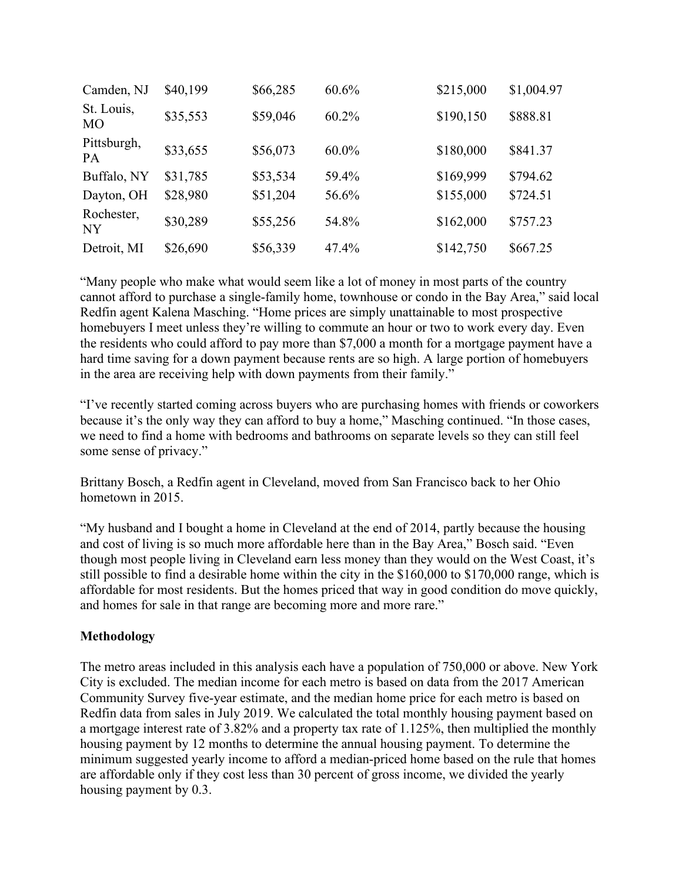| | | | | | |
|---|---|---|---|---|---|
| Camden, NJ | $40,199 | $66,285 | 60.6% | $215,000 | $1,004.97 |
| St. Louis, MO | $35,553 | $59,046 | 60.2% | $190,150 | $888.81 |
| Pittsburgh, PA | $33,655 | $56,073 | 60.0% | $180,000 | $841.37 |
| Buffalo, NY | $31,785 | $53,534 | 59.4% | $169,999 | $794.62 |
| Dayton, OH | $28,980 | $51,204 | 56.6% | $155,000 | $724.51 |
| Rochester, NY | $30,289 | $55,256 | 54.8% | $162,000 | $757.23 |
| Detroit, MI | $26,690 | $56,339 | 47.4% | $142,750 | $667.25 |

"Many people who make what would seem like a lot of money in most parts of the country cannot afford to purchase a single-family home, townhouse or condo in the Bay Area," said local Redfin agent Kalena Masching. "Home prices are simply unattainable to most prospective homebuyers I meet unless they're willing to commute an hour or two to work every day. Even the residents who could afford to pay more than $7,000 a month for a mortgage payment have a hard time saving for a down payment because rents are so high. A large portion of homebuyers in the area are receiving help with down payments from their family."

"I've recently started coming across buyers who are purchasing homes with friends or coworkers because it's the only way they can afford to buy a home," Masching continued. "In those cases, we need to find a home with bedrooms and bathrooms on separate levels so they can still feel some sense of privacy."

Brittany Bosch, a Redfin agent in Cleveland, moved from San Francisco back to her Ohio hometown in 2015.

"My husband and I bought a home in Cleveland at the end of 2014, partly because the housing and cost of living is so much more affordable here than in the Bay Area," Bosch said. "Even though most people living in Cleveland earn less money than they would on the West Coast, it's still possible to find a desirable home within the city in the $160,000 to $170,000 range, which is affordable for most residents. But the homes priced that way in good condition do move quickly, and homes for sale in that range are becoming more and more rare."

**Methodology**

The metro areas included in this analysis each have a population of 750,000 or above. New York City is excluded. The median income for each metro is based on data from the 2017 American Community Survey five-year estimate, and the median home price for each metro is based on Redfin data from sales in July 2019. We calculated the total monthly housing payment based on a mortgage interest rate of 3.82% and a property tax rate of 1.125%, then multiplied the monthly housing payment by 12 months to determine the annual housing payment. To determine the minimum suggested yearly income to afford a median-priced home based on the rule that homes are affordable only if they cost less than 30 percent of gross income, we divided the yearly housing payment by 0.3.